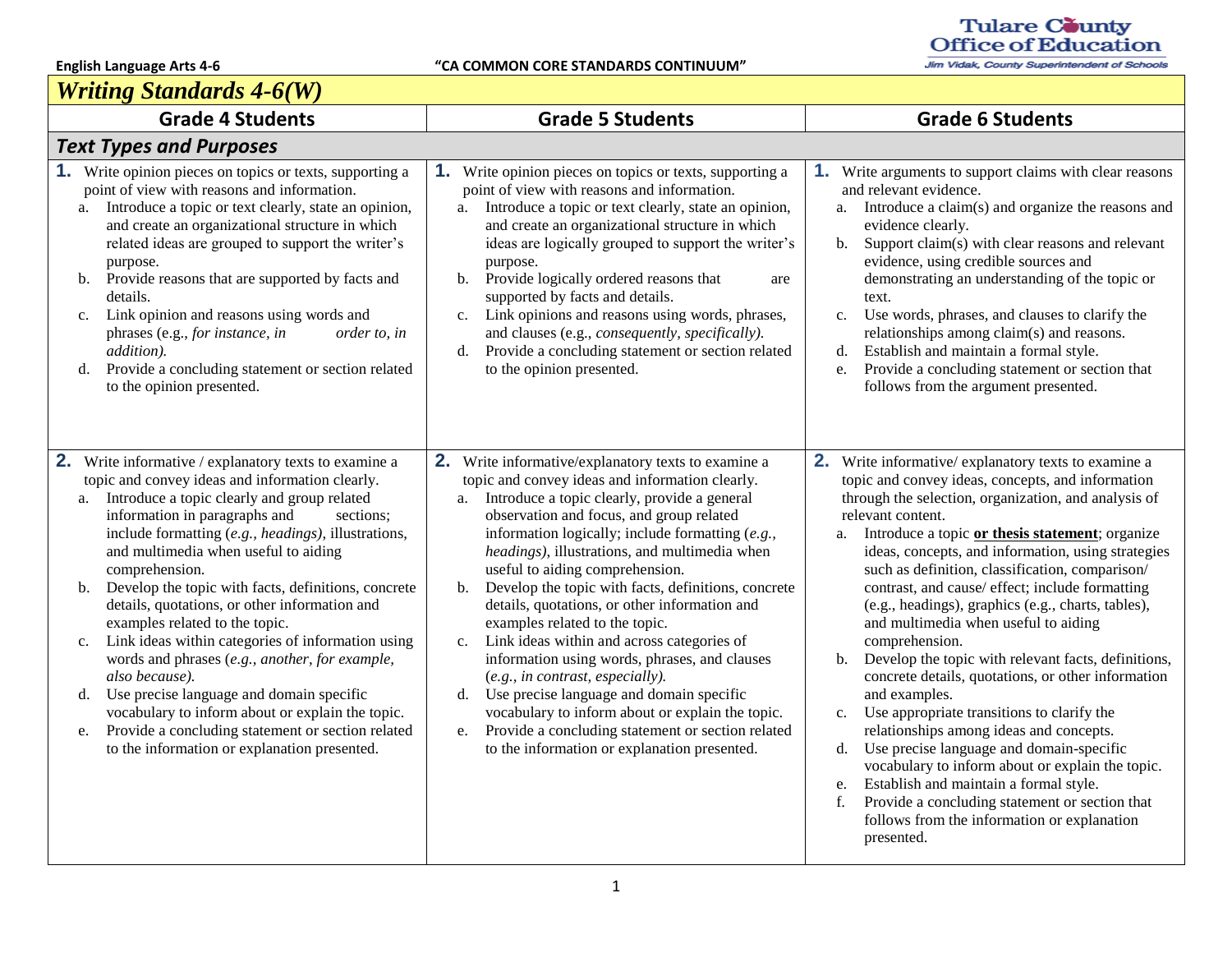English Language Arts 4-6 "CA COMMON CORE STANDARDS CONTINUUM"

Tulare County Office of Education
Jim Vidak, County Superintendent of Schools

# Writing Standards 4-6(W)

| Grade 4 Students | Grade 5 Students | Grade 6 Students |
|---|---|---|
| ***Text Types and Purposes*** | | |
| **1.** Write opinion pieces on topics or texts, supporting a point of view with reasons and information.<br>a. Introduce a topic or text clearly, state an opinion, and create an organizational structure in which related ideas are grouped to support the writer's purpose.<br>b. Provide reasons that are supported by facts and details.<br>c. Link opinion and reasons using words and phrases (e.g., *for instance, in order to, in addition).*<br>d. Provide a concluding statement or section related to the opinion presented. | **1.** Write opinion pieces on topics or texts, supporting a point of view with reasons and information.<br>a. Introduce a topic or text clearly, state an opinion, and create an organizational structure in which ideas are logically grouped to support the writer's purpose.<br>b. Provide logically ordered reasons that are supported by facts and details.<br>c. Link opinions and reasons using words, phrases, and clauses (e.g., *consequently, specifically).*<br>d. Provide a concluding statement or section related to the opinion presented. | **1.** Write arguments to support claims with clear reasons and relevant evidence.<br>a. Introduce a claim(s) and organize the reasons and evidence clearly.<br>b. Support claim(s) with clear reasons and relevant evidence, using credible sources and demonstrating an understanding of the topic or text.<br>c. Use words, phrases, and clauses to clarify the relationships among claim(s) and reasons.<br>d. Establish and maintain a formal style.<br>e. Provide a concluding statement or section that follows from the argument presented. |
| **2.** Write informative / explanatory texts to examine a topic and convey ideas and information clearly.<br>a. Introduce a topic clearly and group related information in paragraphs and sections; include formatting (*e.g., headings)*, illustrations, and multimedia when useful to aiding comprehension.<br>b. Develop the topic with facts, definitions, concrete details, quotations, or other information and examples related to the topic.<br>c. Link ideas within categories of information using words and phrases (*e.g., another, for example, also because).*<br>d. Use precise language and domain specific vocabulary to inform about or explain the topic.<br>e. Provide a concluding statement or section related to the information or explanation presented. | **2.** Write informative/explanatory texts to examine a topic and convey ideas and information clearly.<br>a. Introduce a topic clearly, provide a general observation and focus, and group related information logically; include formatting (*e.g., headings)*, illustrations, and multimedia when useful to aiding comprehension.<br>b. Develop the topic with facts, definitions, concrete details, quotations, or other information and examples related to the topic.<br>c. Link ideas within and across categories of information using words, phrases, and clauses (*e.g., in contrast, especially).*<br>d. Use precise language and domain specific vocabulary to inform about or explain the topic.<br>e. Provide a concluding statement or section related to the information or explanation presented. | **2.** Write informative/ explanatory texts to examine a topic and convey ideas, concepts, and information through the selection, organization, and analysis of relevant content.<br>a. Introduce a topic **<u>or thesis statement</u>**; organize ideas, concepts, and information, using strategies such as definition, classification, comparison/ contrast, and cause/ effect; include formatting (e.g., headings), graphics (e.g., charts, tables), and multimedia when useful to aiding comprehension.<br>b. Develop the topic with relevant facts, definitions, concrete details, quotations, or other information and examples.<br>c. Use appropriate transitions to clarify the relationships among ideas and concepts.<br>d. Use precise language and domain-specific vocabulary to inform about or explain the topic.<br>e. Establish and maintain a formal style.<br>f. Provide a concluding statement or section that follows from the information or explanation presented. |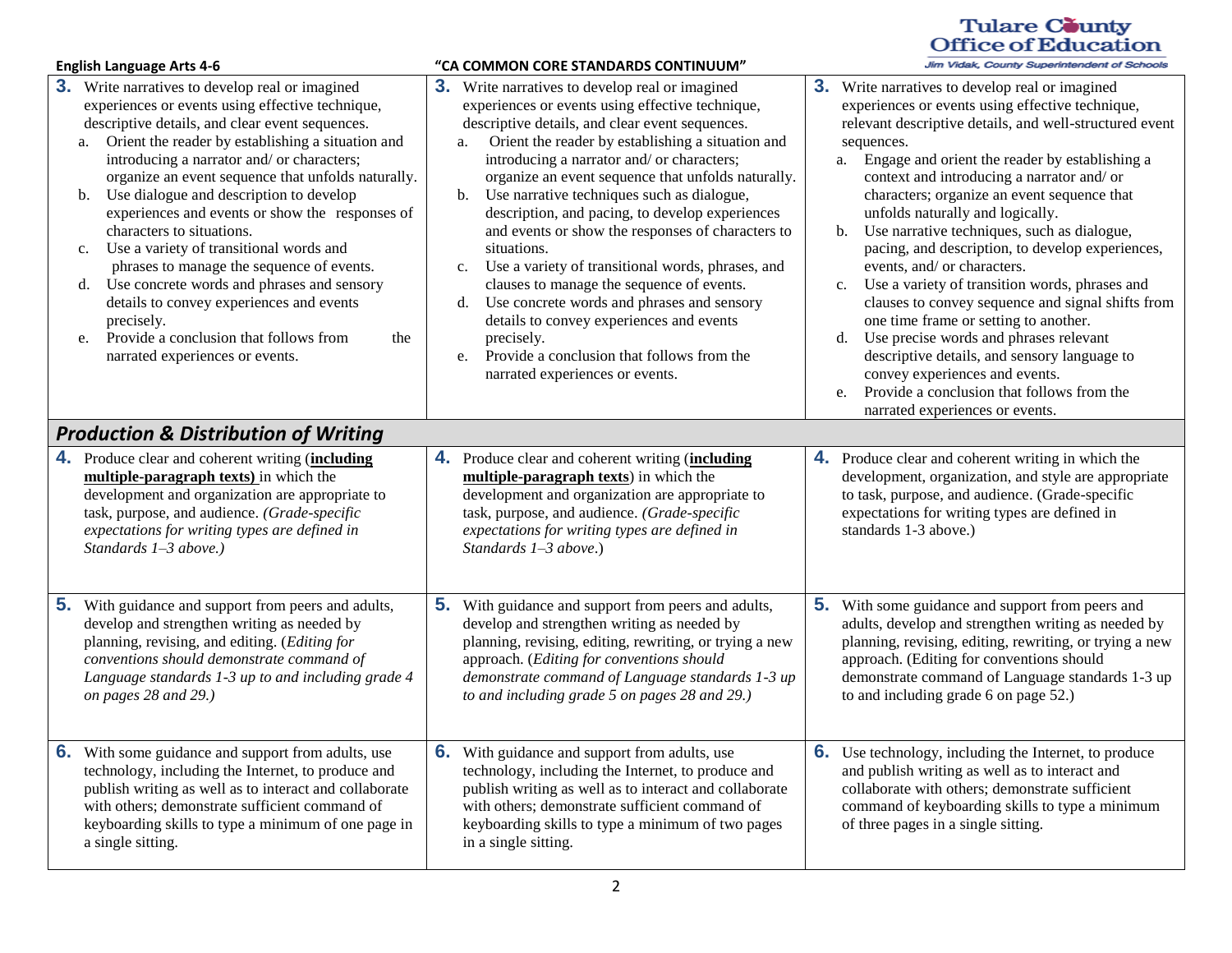| | | |
|---|---|---|
| **3.** Write narratives to develop real or imagined experiences or events using effective technique, descriptive details, and clear event sequences.<br>a. Orient the reader by establishing a situation and introducing a narrator and/ or characters; organize an event sequence that unfolds naturally.<br>b. Use dialogue and description to develop experiences and events or show the responses of characters to situations.<br>c. Use a variety of transitional words and phrases to manage the sequence of events.<br>d. Use concrete words and phrases and sensory details to convey experiences and events precisely.<br>e. Provide a conclusion that follows from the narrated experiences or events. | **3.** Write narratives to develop real or imagined experiences or events using effective technique, descriptive details, and clear event sequences.<br>a. Orient the reader by establishing a situation and introducing a narrator and/ or characters; organize an event sequence that unfolds naturally.<br>b. Use narrative techniques such as dialogue, description, and pacing, to develop experiences and events or show the responses of characters to situations.<br>c. Use a variety of transitional words, phrases, and clauses to manage the sequence of events.<br>d. Use concrete words and phrases and sensory details to convey experiences and events precisely.<br>e. Provide a conclusion that follows from the narrated experiences or events. | **3.** Write narratives to develop real or imagined experiences or events using effective technique, relevant descriptive details, and well-structured event sequences.<br>a. Engage and orient the reader by establishing a context and introducing a narrator and/ or characters; organize an event sequence that unfolds naturally and logically.<br>b. Use narrative techniques, such as dialogue, pacing, and description, to develop experiences, events, and/ or characters.<br>c. Use a variety of transition words, phrases and clauses to convey sequence and signal shifts from one time frame or setting to another.<br>d. Use precise words and phrases relevant descriptive details, and sensory language to convey experiences and events.<br>e. Provide a conclusion that follows from the narrated experiences or events. |
| ***Production & Distribution of Writing*** | | |
| **4.** Produce clear and coherent writing (**including multiple-paragraph texts)** in which the development and organization are appropriate to task, purpose, and audience. *(Grade-specific expectations for writing types are defined in Standards 1–3 above.)* | **4.** Produce clear and coherent writing (**including multiple-paragraph texts**) in which the development and organization are appropriate to task, purpose, and audience. *(Grade-specific expectations for writing types are defined in Standards 1–3 above*.) | **4.** Produce clear and coherent writing in which the development, organization, and style are appropriate to task, purpose, and audience. (Grade-specific expectations for writing types are defined in standards 1-3 above.) |
| **5.** With guidance and support from peers and adults, develop and strengthen writing as needed by planning, revising, and editing. (*Editing for conventions should demonstrate command of Language standards 1-3 up to and including grade 4 on pages 28 and 29.)* | **5.** With guidance and support from peers and adults, develop and strengthen writing as needed by planning, revising, editing, rewriting, or trying a new approach. (*Editing for conventions should demonstrate command of Language standards 1-3 up to and including grade 5 on pages 28 and 29.)* | **5.** With some guidance and support from peers and adults, develop and strengthen writing as needed by planning, revising, editing, rewriting, or trying a new approach. (Editing for conventions should demonstrate command of Language standards 1-3 up to and including grade 6 on page 52.) |
| **6.** With some guidance and support from adults, use technology, including the Internet, to produce and publish writing as well as to interact and collaborate with others; demonstrate sufficient command of keyboarding skills to type a minimum of one page in a single sitting. | **6.** With guidance and support from adults, use technology, including the Internet, to produce and publish writing as well as to interact and collaborate with others; demonstrate sufficient command of keyboarding skills to type a minimum of two pages in a single sitting. | **6.** Use technology, including the Internet, to produce and publish writing as well as to interact and collaborate with others; demonstrate sufficient command of keyboarding skills to type a minimum of three pages in a single sitting. |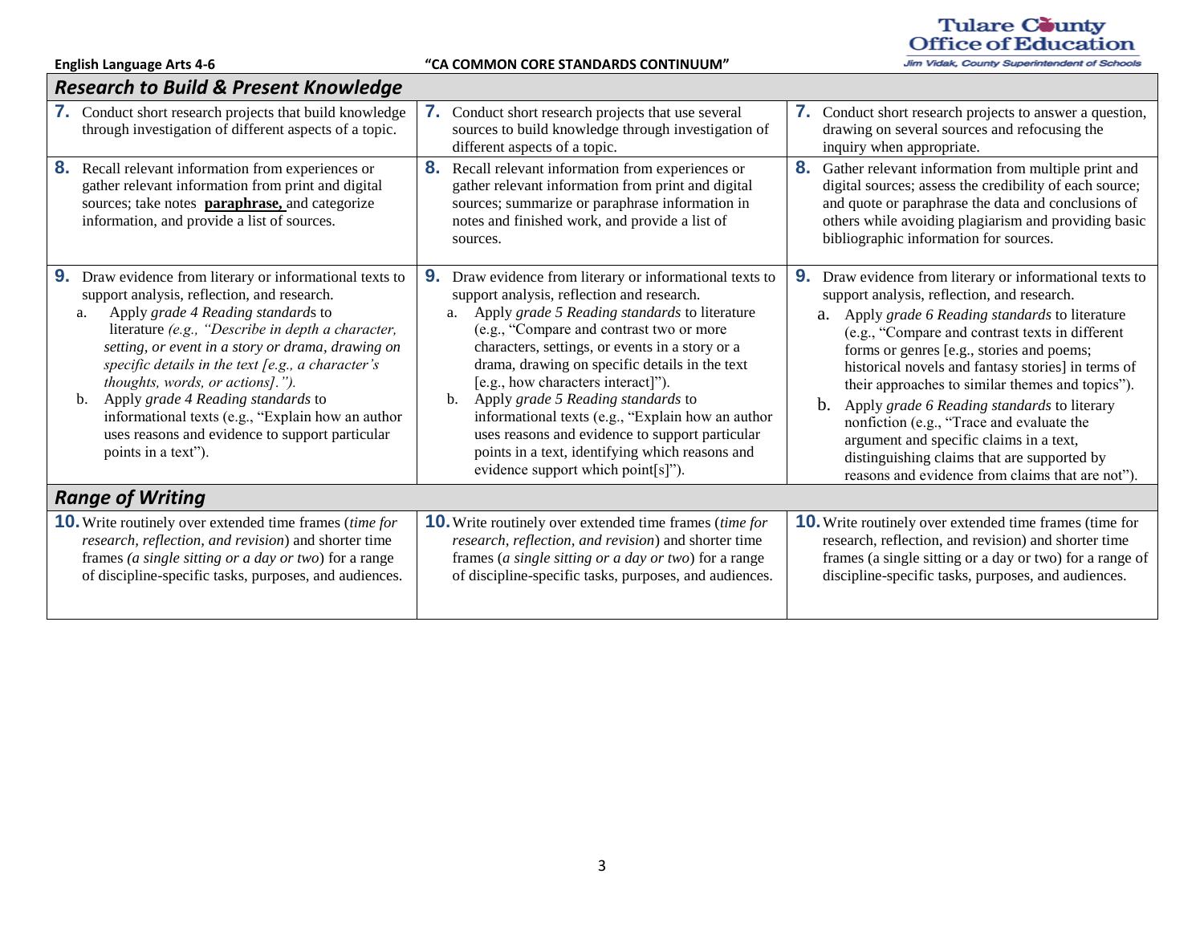## Research to Build & Present Knowledge

| | | |
|---|---|---|
| **7.** Conduct short research projects that build knowledge through investigation of different aspects of a topic. | **7.** Conduct short research projects that use several sources to build knowledge through investigation of different aspects of a topic. | **7.** Conduct short research projects to answer a question, drawing on several sources and refocusing the inquiry when appropriate. |
| **8.** Recall relevant information from experiences or gather relevant information from print and digital sources; take notes **paraphrase,** and categorize information, and provide a list of sources. | **8.** Recall relevant information from experiences or gather relevant information from print and digital sources; summarize or paraphrase information in notes and finished work, and provide a list of sources. | **8.** Gather relevant information from multiple print and digital sources; assess the credibility of each source; and quote or paraphrase the data and conclusions of others while avoiding plagiarism and providing basic bibliographic information for sources. |
| **9.** Draw evidence from literary or informational texts to support analysis, reflection, and research.<br>a. Apply *grade 4 Reading standards* to literature *(e.g., "Describe in depth a character, setting, or event in a story or drama, drawing on specific details in the text [e.g., a character's thoughts, words, or actions].").*<br>b. Apply *grade 4 Reading standards* to informational texts (e.g., "Explain how an author uses reasons and evidence to support particular points in a text"). | **9.** Draw evidence from literary or informational texts to support analysis, reflection and research.<br>a. Apply *grade 5 Reading standards* to literature (e.g., "Compare and contrast two or more characters, settings, or events in a story or a drama, drawing on specific details in the text [e.g., how characters interact]").<br>b. Apply *grade 5 Reading standards* to informational texts (e.g., "Explain how an author uses reasons and evidence to support particular points in a text, identifying which reasons and evidence support which point[s]"). | **9.** Draw evidence from literary or informational texts to support analysis, reflection, and research.<br>a. Apply *grade 6 Reading standards* to literature (e.g., "Compare and contrast texts in different forms or genres [e.g., stories and poems; historical novels and fantasy stories] in terms of their approaches to similar themes and topics").<br>b. Apply *grade 6 Reading standards* to literary nonfiction (e.g., "Trace and evaluate the argument and specific claims in a text, distinguishing claims that are supported by reasons and evidence from claims that are not"). |

## Range of Writing

| | | |
|---|---|---|
| **10.** Write routinely over extended time frames (*time for research, reflection, and revision*) and shorter time frames *(a single sitting or a day or two)* for a range of discipline-specific tasks, purposes, and audiences. | **10.** Write routinely over extended time frames (*time for research, reflection, and revision*) and shorter time frames (*a single sitting or a day or two*) for a range of discipline-specific tasks, purposes, and audiences. | **10.** Write routinely over extended time frames (time for research, reflection, and revision) and shorter time frames (a single sitting or a day or two) for a range of discipline-specific tasks, purposes, and audiences. |